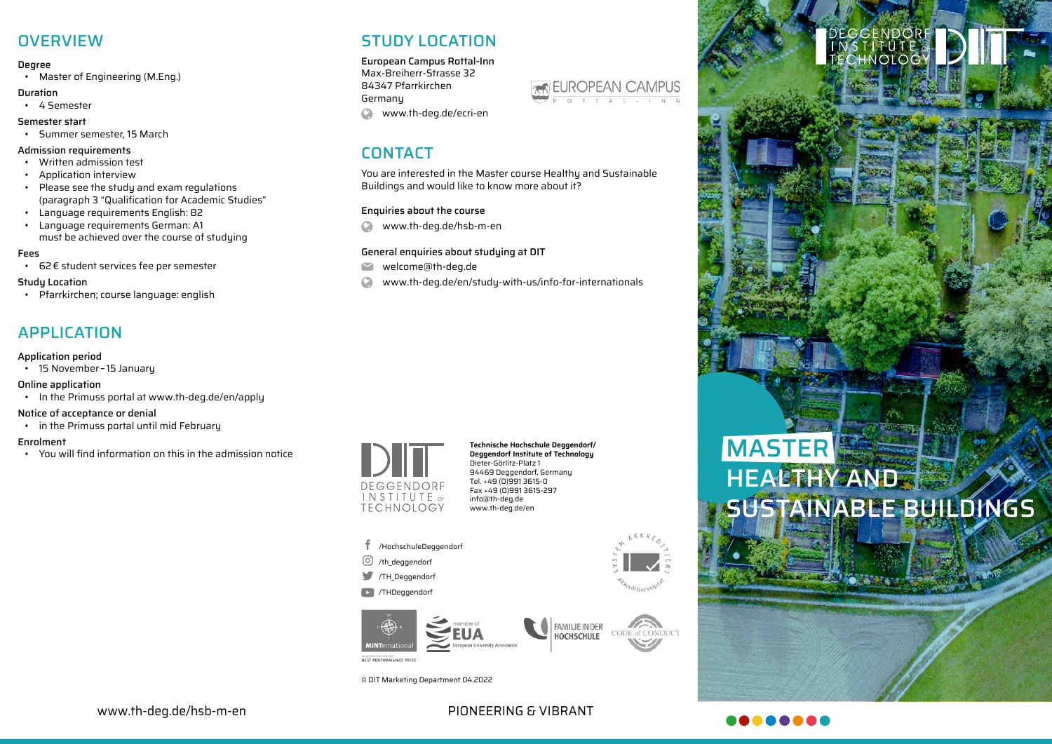## OVERVIEW

**Degree**
- Master of Engineering (M.Eng.)

**Duration**
- 4 Semester

**Semester start**
- Summer semester, 15 March

**Admission requirements**
- Written admission test
- Application interview
- Please see the study and exam regulations (paragraph 3 "Qualification for Academic Studies"
- Language requirements English: B2
- Language requirements German: A1 must be achieved over the course of studying

**Fees**
- 62 € student services fee per semester

**Study Location**
- Pfarrkirchen; course language: english

## APPLICATION

**Application period**
- 15 November – 15 January

**Online application**
- In the Primuss portal at www.th-deg.de/en/apply

**Notice of acceptance or denial**
- in the Primuss portal until mid February

**Enrolment**
- You will find information on this in the admission notice

www.th-deg.de/hsb-m-en

## STUDY LOCATION

**European Campus Rottal-Inn**
Max-Breiherr-Strasse 32
84347 Pfarrkirchen
Germany

www.th-deg.de/ecri-en

EUROPEAN CAMPUS ROTTAL-INN

## CONTACT

You are interested in the Master course Healthy and Sustainable Buildings and would like to know more about it?

**Enquiries about the course**

www.th-deg.de/hsb-m-en

**General enquiries about studying at DIT**

welcome@th-deg.de

www.th-deg.de/en/study-with-us/info-for-internationals

DEGGENDORF INSTITUTE OF TECHNOLOGY

**Technische Hochschule Deggendorf/**
**Deggendorf Institute of Technology**
Dieter-Görlitz-Platz 1
94469 Deggendorf, Germany
Tel. +49 (0)991 3615-0
Fax +49 (0)991 3615-297
info@th-deg.de
www.th-deg.de/en

/HochschuleDeggendorf
/th_deggendorf
/TH_Deggendorf
/THDeggendorf

MINTernational BEST PERFORMANCE PRIZE | member of EUA European University Association | FAMILIE IN DER HOCHSCHULE | CODE of CONDUCT | SYSTEM AKKREDITIERT Akkreditierungsrat

© DIT Marketing Department 04.2022

PIONEERING & VIBRANT

DEGGENDORF INSTITUTE OF TECHNOLOGY

# MASTER HEALTHY AND SUSTAINABLE BUILDINGS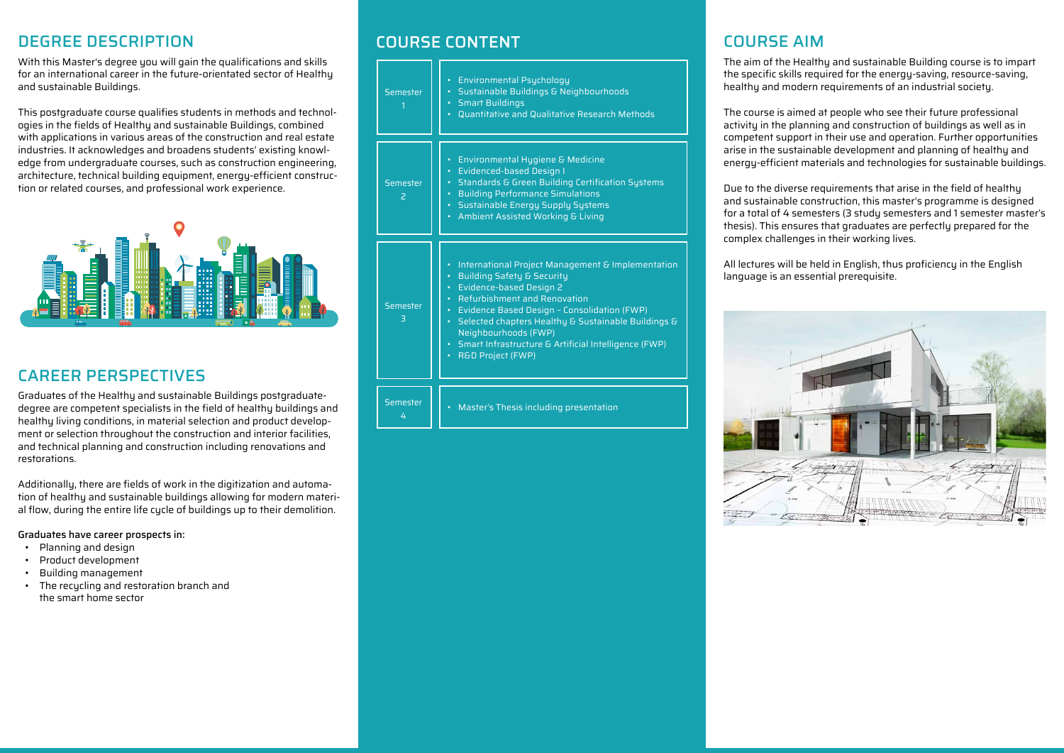## DEGREE DESCRIPTION

With this Master's degree you will gain the qualifications and skills for an international career in the future-orientated sector of Healthy and sustainable Buildings.

This postgraduate course qualifies students in methods and technologies in the fields of Healthy and sustainable Buildings, combined with applications in various areas of the construction and real estate industries. It acknowledges and broadens students' existing knowledge from undergraduate courses, such as construction engineering, architecture, technical building equipment, energy-efficient construction or related courses, and professional work experience.

## CAREER PERSPECTIVES

Graduates of the Healthy and sustainable Buildings postgraduate-degree are competent specialists in the field of healthy buildings and healthy living conditions, in material selection and product development or selection throughout the construction and interior facilities, and technical planning and construction including renovations and restorations.

Additionally, there are fields of work in the digitization and automation of healthy and sustainable buildings allowing for modern material flow, during the entire life cycle of buildings up to their demolition.

**Graduates have career prospects in:**

- Planning and design
- Product development
- Building management
- The recycling and restoration branch and the smart home sector

## COURSE CONTENT

| | |
|---|---|
| Semester 1 | • Environmental Psychology<br>• Sustainable Buildings & Neighbourhoods<br>• Smart Buildings<br>• Quantitative and Qualitative Research Methods |
| Semester 2 | • Environmental Hygiene & Medicine<br>• Evidenced-based Design I<br>• Standards & Green Building Certification Systems<br>• Building Performance Simulations<br>• Sustainable Energy Supply Systems<br>• Ambient Assisted Working & Living |
| Semester 3 | • International Project Management & Implementation<br>• Building Safety & Security<br>• Evidence-based Design 2<br>• Refurbishment and Renovation<br>• Evidence Based Design – Consolidation (FWP)<br>• Selected chapters Healthy & Sustainable Buildings & Neighbourhoods (FWP)<br>• Smart Infrastructure & Artificial Intelligence (FWP)<br>• R&D Project (FWP) |
| Semester 4 | • Master's Thesis including presentation |

## COURSE AIM

The aim of the Healthy and sustainable Building course is to impart the specific skills required for the energy-saving, resource-saving, healthy and modern requirements of an industrial society.

The course is aimed at people who see their future professional activity in the planning and construction of buildings as well as in competent support in their use and operation. Further opportunities arise in the sustainable development and planning of healthy and energy-efficient materials and technologies for sustainable buildings.

Due to the diverse requirements that arise in the field of healthy and sustainable construction, this master's programme is designed for a total of 4 semesters (3 study semesters and 1 semester master's thesis). This ensures that graduates are perfectly prepared for the complex challenges in their working lives.

All lectures will be held in English, thus proficiency in the English language is an essential prerequisite.